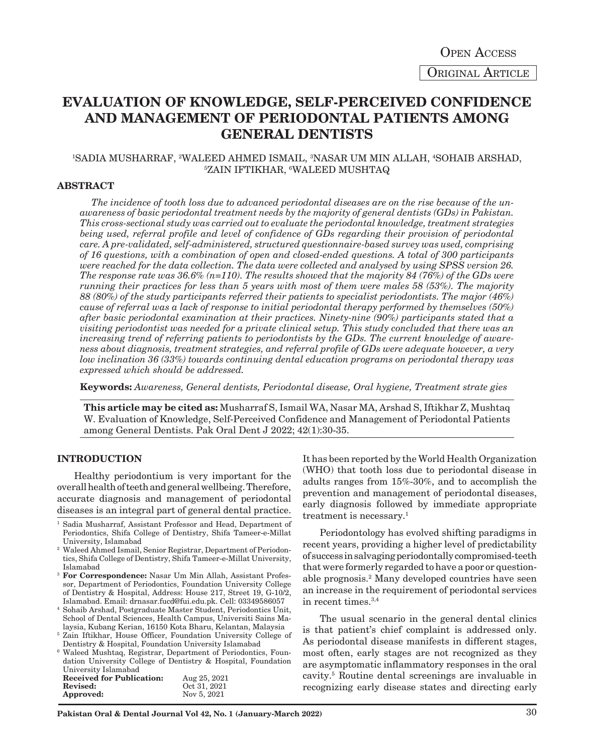Open Access

Original Article

# EVALUATION OF KNOWLEDGE, SELF-PERCEIVED CONFIDENCE AND MANAGEMENT OF PERIODONTAL PATIENTS AMONG GENERAL DENTISTS

[1]SADIA MUSHARRAF, [2]WALEED AHMED ISMAIL, [3]NASAR UM MIN ALLAH, [4]SOHAIB ARSHAD, [5]ZAIN IFTIKHAR, [6]WALEED MUSHTAQ

## ABSTRACT

*The incidence of tooth loss due to advanced periodontal diseases are on the rise because of the unawareness of basic periodontal treatment needs by the majority of general dentists (GDs) in Pakistan. This cross-sectional study was carried out to evaluate the periodontal knowledge, treatment strategies being used, referral profile and level of confidence of GDs regarding their provision of periodontal care. A pre-validated, self-administered, structured questionnaire-based survey was used, comprising of 16 questions, with a combination of open and closed-ended questions. A total of 300 participants were reached for the data collection. The data were collected and analysed by using SPSS version 26. The response rate was 36.6% (n=110). The results showed that the majority 84 (76%) of the GDs were running their practices for less than 5 years with most of them were males 58 (53%). The majority 88 (80%) of the study participants referred their patients to specialist periodontists. The major (46%) cause of referral was a lack of response to initial periodontal therapy performed by themselves (50%) after basic periodontal examination at their practices. Ninety-nine (90%) participants stated that a visiting periodontist was needed for a private clinical setup. This study concluded that there was an increasing trend of referring patients to periodontists by the GDs. The current knowledge of awareness about diagnosis, treatment strategies, and referral profile of GDs were adequate however, a very low inclination 36 (33%) towards continuing dental education programs on periodontal therapy was expressed which should be addressed.*

**Keywords:** *Awareness, General dentists, Periodontal disease, Oral hygiene, Treatment strate gies*

**This article may be cited as:** Musharraf S, Ismail WA, Nasar MA, Arshad S, Iftikhar Z, Mushtaq W. Evaluation of Knowledge, Self-Perceived Confidence and Management of Periodontal Patients among General Dentists. Pak Oral Dent J 2022; 42(1):30-35.

## INTRODUCTION

Healthy periodontium is very important for the overall health of teeth and general wellbeing. Therefore, accurate diagnosis and management of periodontal diseases is an integral part of general dental practice. It has been reported by the World Health Organization (WHO) that tooth loss due to periodontal disease in adults ranges from 15%-30%, and to accomplish the prevention and management of periodontal diseases, early diagnosis followed by immediate appropriate treatment is necessary.[1]

Periodontology has evolved shifting paradigms in recent years, providing a higher level of predictability of success in salvaging periodontally compromised-teeth that were formerly regarded to have a poor or questionable prognosis.[2] Many developed countries have seen an increase in the requirement of periodontal services in recent times.[3,4]

The usual scenario in the general dental clinics is that patient's chief complaint is addressed only. As periodontal disease manifests in different stages, most often, early stages are not recognized as they are asymptomatic inflammatory responses in the oral cavity.[5] Routine dental screenings are invaluable in recognizing early disease states and directing early

---

[1] Sadia Musharraf, Assistant Professor and Head, Department of Periodontics, Shifa College of Dentistry, Shifa Tameer-e-Millat University, Islamabad

[2] Waleed Ahmed Ismail, Senior Registrar, Department of Periodontics, Shifa College of Dentistry, Shifa Tameer-e-Millat University, Islamabad

[3] **For Correspondence:** Nasar Um Min Allah, Assistant Professor, Department of Periodontics, Foundation University College of Dentistry & Hospital, Address: House 217, Street 19, G-10/2, Islamabad. Email: drnasar.fucd@fui.edu.pk. Cell: 03349586057

[4] Sohaib Arshad, Postgraduate Master Student, Periodontics Unit, School of Dental Sciences, Health Campus, Universiti Sains Malaysia, Kubang Kerian, 16150 Kota Bharu, Kelantan, Malaysia

[5] Zain Iftikhar, House Officer, Foundation University College of Dentistry & Hospital, Foundation University Islamabad

[6] Waleed Mushtaq, Registrar, Department of Periodontics, Foundation University College of Dentistry & Hospital, Foundation University Islamabad

| | |
|---|---|
| **Received for Publication:** | Aug 25, 2021 |
| **Revised:** | Oct 31, 2021 |
| **Approved:** | Nov 5, 2021 |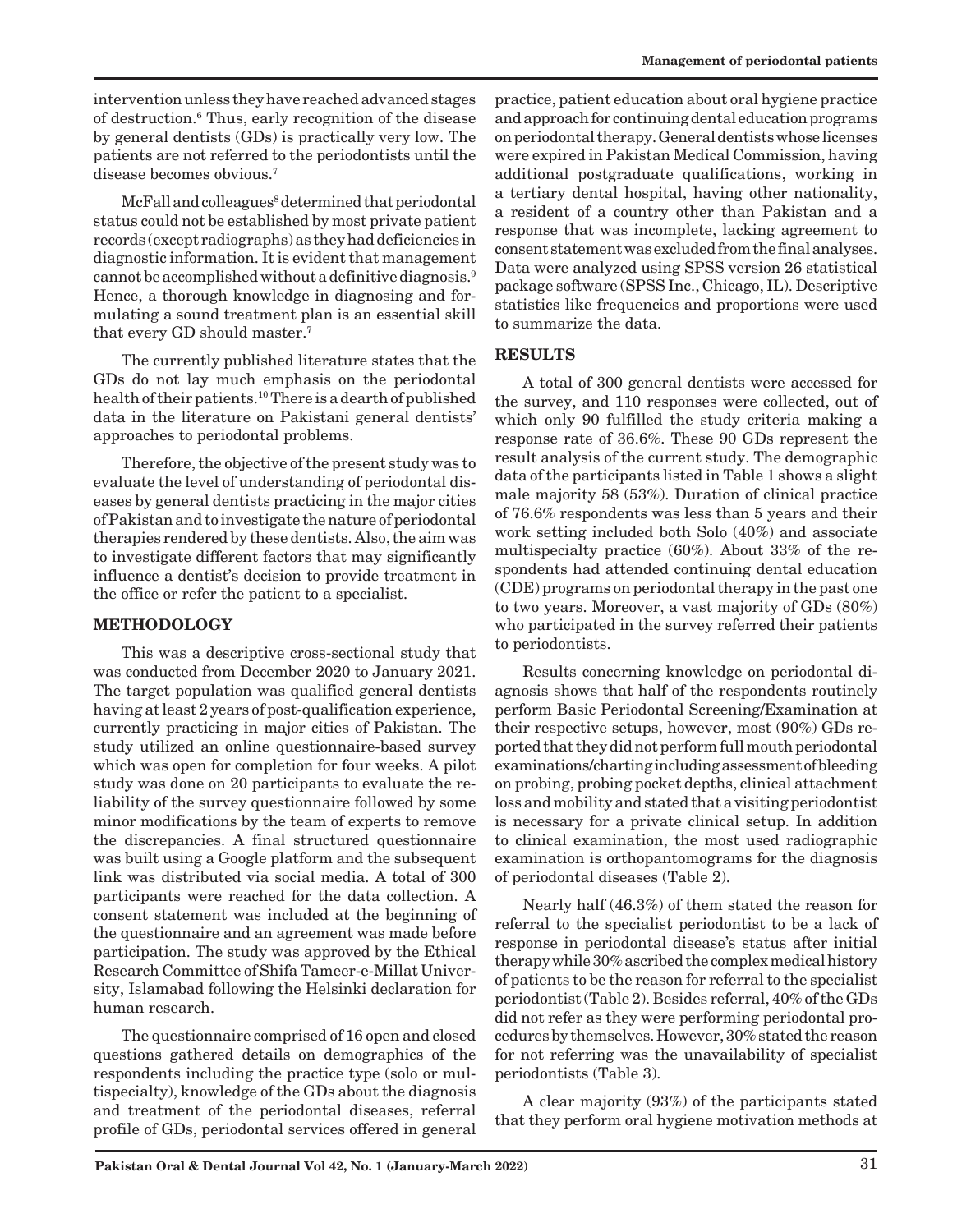intervention unless they have reached advanced stages of destruction.[6] Thus, early recognition of the disease by general dentists (GDs) is practically very low. The patients are not referred to the periodontists until the disease becomes obvious.[7]

McFall and colleagues[8] determined that periodontal status could not be established by most private patient records (except radiographs) as they had deficiencies in diagnostic information. It is evident that management cannot be accomplished without a definitive diagnosis.[9] Hence, a thorough knowledge in diagnosing and formulating a sound treatment plan is an essential skill that every GD should master.[7]

The currently published literature states that the GDs do not lay much emphasis on the periodontal health of their patients.[10] There is a dearth of published data in the literature on Pakistani general dentists' approaches to periodontal problems.

Therefore, the objective of the present study was to evaluate the level of understanding of periodontal diseases by general dentists practicing in the major cities of Pakistan and to investigate the nature of periodontal therapies rendered by these dentists. Also, the aim was to investigate different factors that may significantly influence a dentist's decision to provide treatment in the office or refer the patient to a specialist.

## METHODOLOGY

This was a descriptive cross-sectional study that was conducted from December 2020 to January 2021. The target population was qualified general dentists having at least 2 years of post-qualification experience, currently practicing in major cities of Pakistan. The study utilized an online questionnaire-based survey which was open for completion for four weeks. A pilot study was done on 20 participants to evaluate the reliability of the survey questionnaire followed by some minor modifications by the team of experts to remove the discrepancies. A final structured questionnaire was built using a Google platform and the subsequent link was distributed via social media. A total of 300 participants were reached for the data collection. A consent statement was included at the beginning of the questionnaire and an agreement was made before participation. The study was approved by the Ethical Research Committee of Shifa Tameer-e-Millat University, Islamabad following the Helsinki declaration for human research.

The questionnaire comprised of 16 open and closed questions gathered details on demographics of the respondents including the practice type (solo or multispecialty), knowledge of the GDs about the diagnosis and treatment of the periodontal diseases, referral profile of GDs, periodontal services offered in general practice, patient education about oral hygiene practice and approach for continuing dental education programs on periodontal therapy. General dentists whose licenses were expired in Pakistan Medical Commission, having additional postgraduate qualifications, working in a tertiary dental hospital, having other nationality, a resident of a country other than Pakistan and a response that was incomplete, lacking agreement to consent statement was excluded from the final analyses. Data were analyzed using SPSS version 26 statistical package software (SPSS Inc., Chicago, IL). Descriptive statistics like frequencies and proportions were used to summarize the data.

## RESULTS

A total of 300 general dentists were accessed for the survey, and 110 responses were collected, out of which only 90 fulfilled the study criteria making a response rate of 36.6%. These 90 GDs represent the result analysis of the current study. The demographic data of the participants listed in Table 1 shows a slight male majority 58 (53%). Duration of clinical practice of 76.6% respondents was less than 5 years and their work setting included both Solo (40%) and associate multispecialty practice (60%). About 33% of the respondents had attended continuing dental education (CDE) programs on periodontal therapy in the past one to two years. Moreover, a vast majority of GDs (80%) who participated in the survey referred their patients to periodontists.

Results concerning knowledge on periodontal diagnosis shows that half of the respondents routinely perform Basic Periodontal Screening/Examination at their respective setups, however, most (90%) GDs reported that they did not perform full mouth periodontal examinations/charting including assessment of bleeding on probing, probing pocket depths, clinical attachment loss and mobility and stated that a visiting periodontist is necessary for a private clinical setup. In addition to clinical examination, the most used radiographic examination is orthopantomograms for the diagnosis of periodontal diseases (Table 2).

Nearly half (46.3%) of them stated the reason for referral to the specialist periodontist to be a lack of response in periodontal disease's status after initial therapy while 30% ascribed the complex medical history of patients to be the reason for referral to the specialist periodontist (Table 2). Besides referral, 40% of the GDs did not refer as they were performing periodontal procedures by themselves. However, 30% stated the reason for not referring was the unavailability of specialist periodontists (Table 3).

A clear majority (93%) of the participants stated that they perform oral hygiene motivation methods at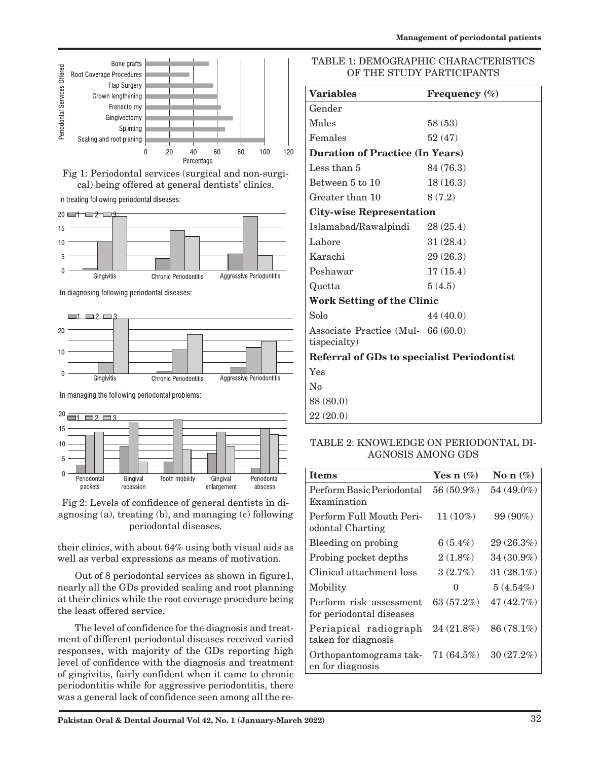Fig 1: Periodontal services (surgical and non-surgical) being offered at general dentists' clinics.

Fig 2: Levels of confidence of general dentists in diagnosing (a), treating (b), and managing (c) following periodontal diseases.

their clinics, with about 64% using both visual aids as well as verbal expressions as means of motivation.

Out of 8 periodontal services as shown in figure1, nearly all the GDs provided scaling and root planning at their clinics while the root coverage procedure being the least offered service.

The level of confidence for the diagnosis and treatment of different periodontal diseases received varied responses, with majority of the GDs reporting high level of confidence with the diagnosis and treatment of gingivitis, fairly confident when it came to chronic periodontitis while for aggressive periodontitis, there was a general lack of confidence seen among all the re-

TABLE 1: DEMOGRAPHIC CHARACTERISTICS OF THE STUDY PARTICIPANTS

| Variables | Frequency (%) |
|---|---|
| Gender | |
| Males | 58 (53) |
| Females | 52 (47) |
| **Duration of Practice (In Years)** | |
| Less than 5 | 84 (76.3) |
| Between 5 to 10 | 18 (16.3) |
| Greater than 10 | 8 (7.2) |
| **City-wise Representation** | |
| Islamabad/Rawalpindi | 28 (25.4) |
| Lahore | 31 (28.4) |
| Karachi | 29 (26.3) |
| Peshawar | 17 (15.4) |
| Quetta | 5 (4.5) |
| **Work Setting of the Clinic** | |
| Solo | 44 (40.0) |
| Associate Practice (Multispecialty) | 66 (60.0) |
| **Referral of GDs to specialist Periodontist** | |
| Yes | 88 (80.0) |
| No | 22 (20.0) |

TABLE 2: KNOWLEDGE ON PERIODONTAL DIAGNOSIS AMONG GDS

| Items | Yes n (%) | No n (%) |
|---|---|---|
| Perform Basic Periodontal Examination | 56 (50.9%) | 54 (49.0%) |
| Perform Full Mouth Periodontal Charting | 11 (10%) | 99 (90%) |
| Bleeding on probing | 6 (5.4%) | 29 (26.3%) |
| Probing pocket depths | 2 (1.8%) | 34 (30.9%) |
| Clinical attachment loss | 3 (2.7%) | 31 (28.1%) |
| Mobility | 0 | 5 (4.54%) |
| Perform risk assessment for periodontal diseases | 63 (57.2%) | 47 (42.7%) |
| Periapical radiograph taken for diagnosis | 24 (21.8%) | 86 (78.1%) |
| Orthopantomograms taken for diagnosis | 71 (64.5%) | 30 (27.2%) |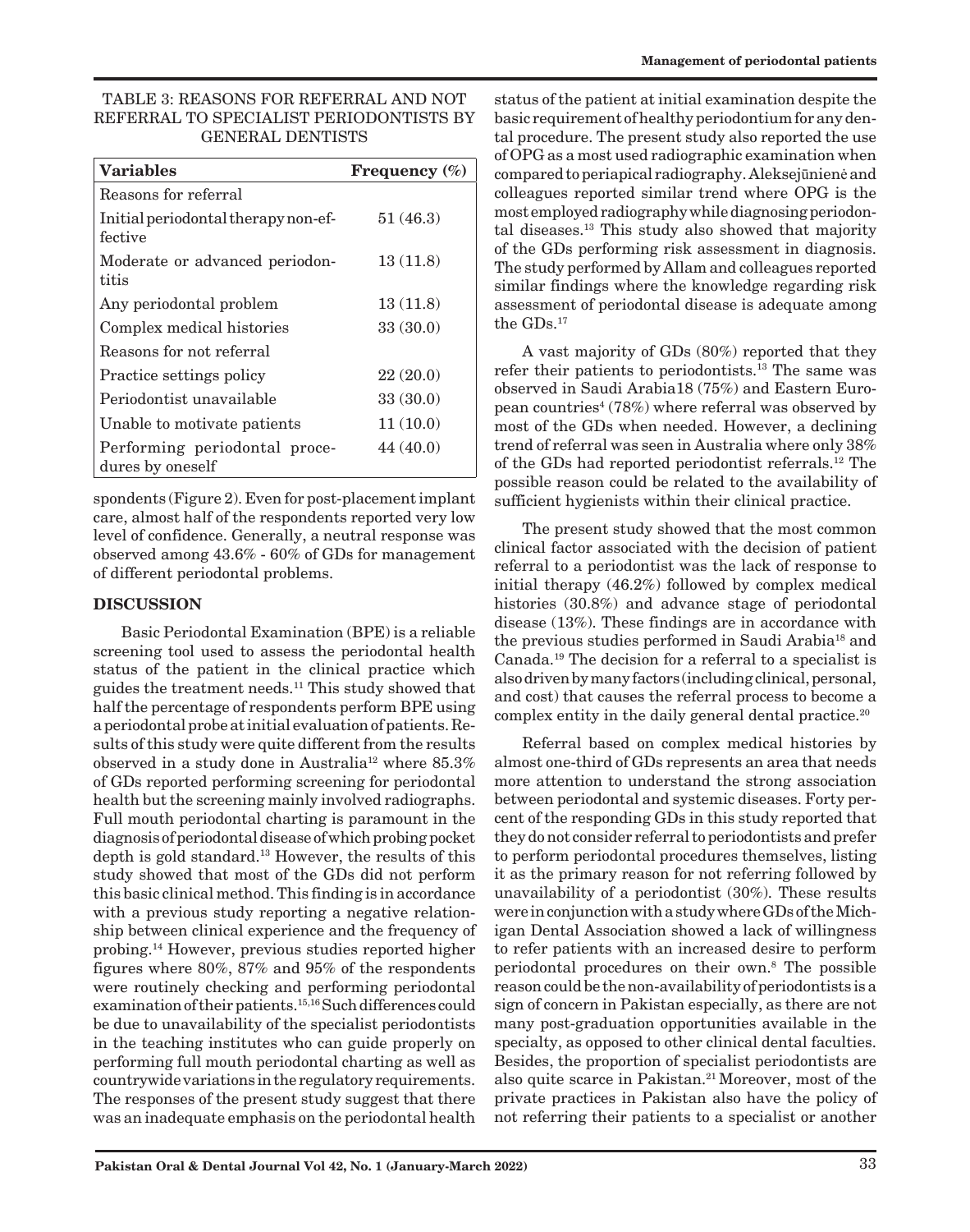TABLE 3: REASONS FOR REFERRAL AND NOT REFERRAL TO SPECIALIST PERIODONTISTS BY GENERAL DENTISTS

| Variables | Frequency (%) |
|---|---|
| Reasons for referral | |
| Initial periodontal therapy non-effective | 51 (46.3) |
| Moderate or advanced periodontitis | 13 (11.8) |
| Any periodontal problem | 13 (11.8) |
| Complex medical histories | 33 (30.0) |
| Reasons for not referral | |
| Practice settings policy | 22 (20.0) |
| Periodontist unavailable | 33 (30.0) |
| Unable to motivate patients | 11 (10.0) |
| Performing periodontal procedures by oneself | 44 (40.0) |

spondents (Figure 2). Even for post-placement implant care, almost half of the respondents reported very low level of confidence. Generally, a neutral response was observed among 43.6% - 60% of GDs for management of different periodontal problems.

## DISCUSSION

Basic Periodontal Examination (BPE) is a reliable screening tool used to assess the periodontal health status of the patient in the clinical practice which guides the treatment needs.[11] This study showed that half the percentage of respondents perform BPE using a periodontal probe at initial evaluation of patients. Results of this study were quite different from the results observed in a study done in Australia[12] where 85.3% of GDs reported performing screening for periodontal health but the screening mainly involved radiographs. Full mouth periodontal charting is paramount in the diagnosis of periodontal disease of which probing pocket depth is gold standard.[13] However, the results of this study showed that most of the GDs did not perform this basic clinical method. This finding is in accordance with a previous study reporting a negative relationship between clinical experience and the frequency of probing.[14] However, previous studies reported higher figures where 80%, 87% and 95% of the respondents were routinely checking and performing periodontal examination of their patients.[15,16] Such differences could be due to unavailability of the specialist periodontists in the teaching institutes who can guide properly on performing full mouth periodontal charting as well as countrywide variations in the regulatory requirements. The responses of the present study suggest that there was an inadequate emphasis on the periodontal health status of the patient at initial examination despite the basic requirement of healthy periodontium for any dental procedure. The present study also reported the use of OPG as a most used radiographic examination when compared to periapical radiography. Aleksejūnienė and colleagues reported similar trend where OPG is the most employed radiography while diagnosing periodontal diseases.[13] This study also showed that majority of the GDs performing risk assessment in diagnosis. The study performed by Allam and colleagues reported similar findings where the knowledge regarding risk assessment of periodontal disease is adequate among the GDs.[17]

A vast majority of GDs (80%) reported that they refer their patients to periodontists.[13] The same was observed in Saudi Arabia18 (75%) and Eastern European countries[4] (78%) where referral was observed by most of the GDs when needed. However, a declining trend of referral was seen in Australia where only 38% of the GDs had reported periodontist referrals.[12] The possible reason could be related to the availability of sufficient hygienists within their clinical practice.

The present study showed that the most common clinical factor associated with the decision of patient referral to a periodontist was the lack of response to initial therapy (46.2%) followed by complex medical histories (30.8%) and advance stage of periodontal disease (13%). These findings are in accordance with the previous studies performed in Saudi Arabia[18] and Canada.[19] The decision for a referral to a specialist is also driven by many factors (including clinical, personal, and cost) that causes the referral process to become a complex entity in the daily general dental practice.[20]

Referral based on complex medical histories by almost one-third of GDs represents an area that needs more attention to understand the strong association between periodontal and systemic diseases. Forty percent of the responding GDs in this study reported that they do not consider referral to periodontists and prefer to perform periodontal procedures themselves, listing it as the primary reason for not referring followed by unavailability of a periodontist (30%). These results were in conjunction with a study where GDs of the Michigan Dental Association showed a lack of willingness to refer patients with an increased desire to perform periodontal procedures on their own.[8] The possible reason could be the non-availability of periodontists is a sign of concern in Pakistan especially, as there are not many post-graduation opportunities available in the specialty, as opposed to other clinical dental faculties. Besides, the proportion of specialist periodontists are also quite scarce in Pakistan.[21] Moreover, most of the private practices in Pakistan also have the policy of not referring their patients to a specialist or another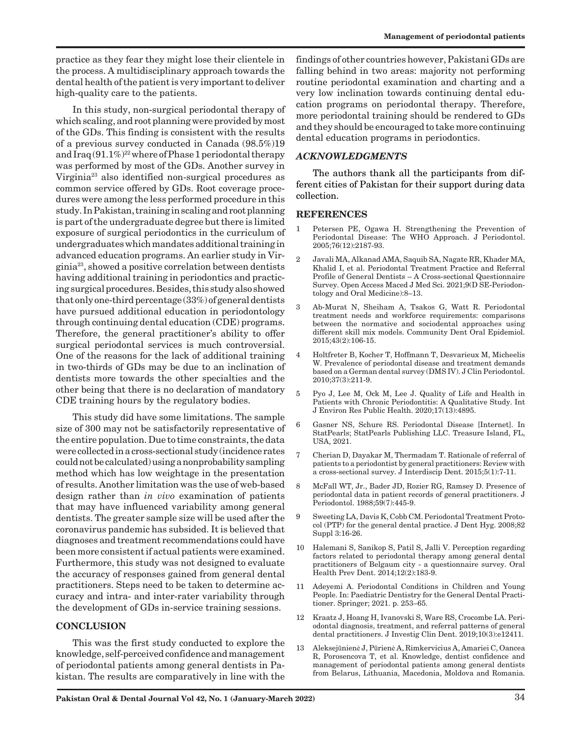practice as they fear they might lose their clientele in the process. A multidisciplinary approach towards the dental health of the patient is very important to deliver high-quality care to the patients.

In this study, non-surgical periodontal therapy of which scaling, and root planning were provided by most of the GDs. This finding is consistent with the results of a previous survey conducted in Canada (98.5%)19 and Iraq (91.1%)[22] where of Phase 1 periodontal therapy was performed by most of the GDs. Another survey in Virginia[23] also identified non-surgical procedures as common service offered by GDs. Root coverage procedures were among the less performed procedure in this study. In Pakistan, training in scaling and root planning is part of the undergraduate degree but there is limited exposure of surgical periodontics in the curriculum of undergraduates which mandates additional training in advanced education programs. An earlier study in Virginia[23], showed a positive correlation between dentists having additional training in periodontics and practicing surgical procedures. Besides, this study also showed that only one-third percentage (33%) of general dentists have pursued additional education in periodontology through continuing dental education (CDE) programs. Therefore, the general practitioner's ability to offer surgical periodontal services is much controversial. One of the reasons for the lack of additional training in two-thirds of GDs may be due to an inclination of dentists more towards the other specialties and the other being that there is no declaration of mandatory CDE training hours by the regulatory bodies.

This study did have some limitations. The sample size of 300 may not be satisfactorily representative of the entire population. Due to time constraints, the data were collected in a cross-sectional study (incidence rates could not be calculated) using a nonprobability sampling method which has low weightage in the presentation of results. Another limitation was the use of web-based design rather than *in vivo* examination of patients that may have influenced variability among general dentists. The greater sample size will be used after the coronavirus pandemic has subsided. It is believed that diagnoses and treatment recommendations could have been more consistent if actual patients were examined. Furthermore, this study was not designed to evaluate the accuracy of responses gained from general dental practitioners. Steps need to be taken to determine accuracy and intra- and inter-rater variability through the development of GDs in-service training sessions.

## CONCLUSION

This was the first study conducted to explore the knowledge, self-perceived confidence and management of periodontal patients among general dentists in Pakistan. The results are comparatively in line with the findings of other countries however, Pakistani GDs are falling behind in two areas: majority not performing routine periodontal examination and charting and a very low inclination towards continuing dental education programs on periodontal therapy. Therefore, more periodontal training should be rendered to GDs and they should be encouraged to take more continuing dental education programs in periodontics.

## *ACKNOWLEDGMENTS*

The authors thank all the participants from different cities of Pakistan for their support during data collection.

## REFERENCES

1. Petersen PE, Ogawa H. Strengthening the Prevention of Periodontal Disease: The WHO Approach. J Periodontol. 2005;76(12):2187-93.
2. Javali MA, Alkanad AMA, Saquib SA, Nagate RR, Khader MA, Khalid I, et al. Periodontal Treatment Practice and Referral Profile of General Dentists – A Cross-sectional Questionnaire Survey. Open Access Maced J Med Sci. 2021;9(D SE-Periodontology and Oral Medicine):8–13.
3. Ab-Murat N, Sheiham A, Tsakos G, Watt R. Periodontal treatment needs and workforce requirements: comparisons between the normative and sociodental approaches using different skill mix models. Community Dent Oral Epidemiol. 2015;43(2):106-15.
4. Holtfreter B, Kocher T, Hoffmann T, Desvarieux M, Micheelis W. Prevalence of periodontal disease and treatment demands based on a German dental survey (DMS IV). J Clin Periodontol. 2010;37(3):211-9.
5. Pyo J, Lee M, Ock M, Lee J. Quality of Life and Health in Patients with Chronic Periodontitis: A Qualitative Study. Int J Environ Res Public Health. 2020;17(13):4895.
6. Gasner NS, Schure RS. Periodontal Disease [Internet]. In StatPearls; StatPearls Publishing LLC. Treasure Island, FL, USA, 2021.
7. Cherian D, Dayakar M, Thermadam T. Rationale of referral of patients to a periodontist by general practitioners: Review with a cross-sectional survey. J Interdiscip Dent. 2015;5(1):7-11.
8. McFall WT, Jr., Bader JD, Rozier RG, Ramsey D. Presence of periodontal data in patient records of general practitioners. J Periodontol. 1988;59(7):445-9.
9. Sweeting LA, Davis K, Cobb CM. Periodontal Treatment Protocol (PTP) for the general dental practice. J Dent Hyg. 2008;82 Suppl 3:16-26.
10. Halemani S, Sanikop S, Patil S, Jalli V. Perception regarding factors related to periodontal therapy among general dental practitioners of Belgaum city - a questionnaire survey. Oral Health Prev Dent. 2014;12(2):183-9.
11. Adeyemi A. Periodontal Conditions in Children and Young People. In: Paediatric Dentistry for the General Dental Practitioner. Springer; 2021. p. 253–65.
12. Kraatz J, Hoang H, Ivanovski S, Ware RS, Crocombe LA. Periodontal diagnosis, treatment, and referral patterns of general dental practitioners. J Investig Clin Dent. 2019;10(3):e12411.
13. Aleksejūnienė J, Pūrienė A, Rimkervicius A, Amariei C, Oancea R, Porosencova T, et al. Knowledge, dentist confidence and management of periodontal patients among general dentists from Belarus, Lithuania, Macedonia, Moldova and Romania.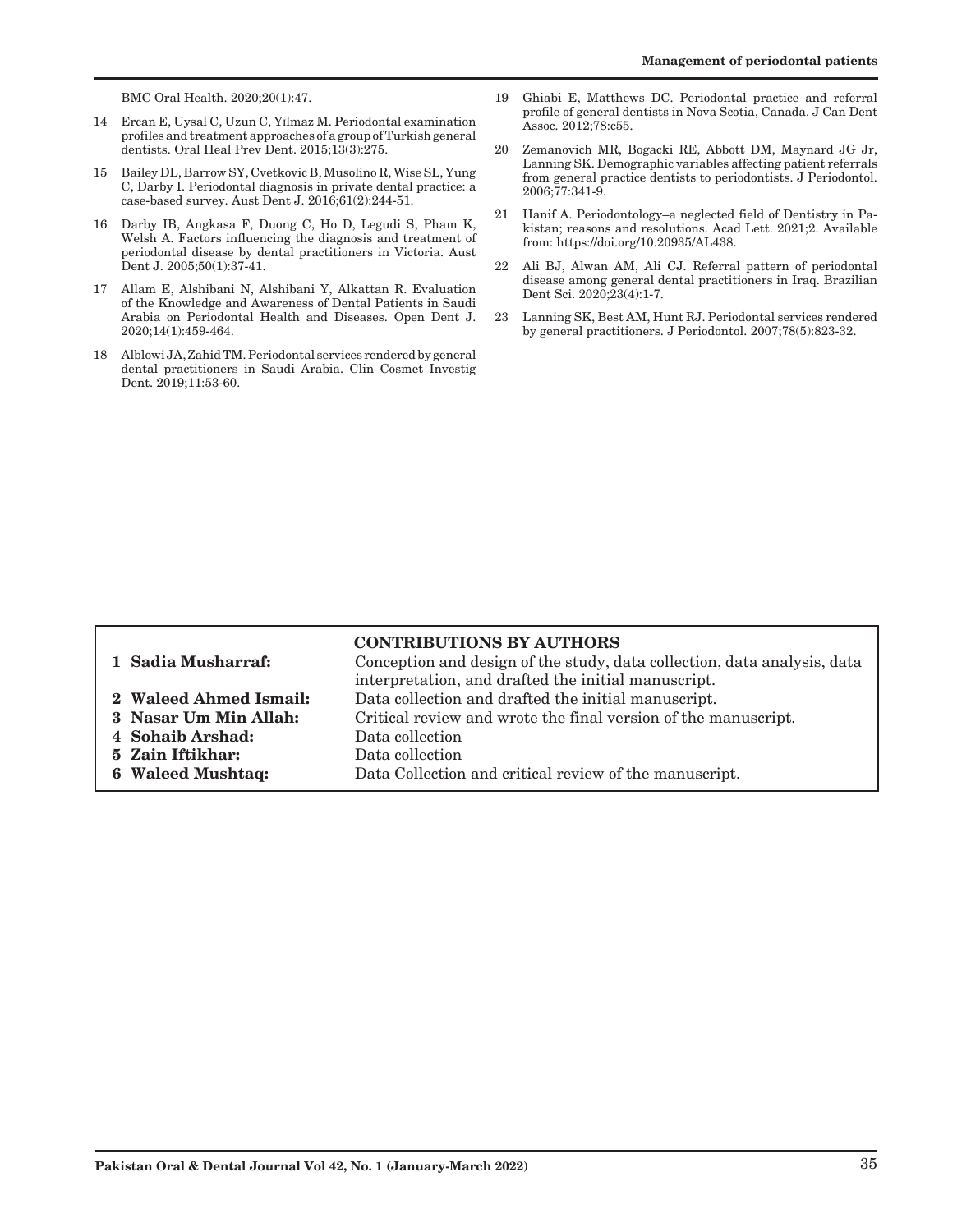BMC Oral Health. 2020;20(1):47.

14 Ercan E, Uysal C, Uzun C, Yılmaz M. Periodontal examination profiles and treatment approaches of a group of Turkish general dentists. Oral Heal Prev Dent. 2015;13(3):275.

15 Bailey DL, Barrow SY, Cvetkovic B, Musolino R, Wise SL, Yung C, Darby I. Periodontal diagnosis in private dental practice: a case-based survey. Aust Dent J. 2016;61(2):244-51.

16 Darby IB, Angkasa F, Duong C, Ho D, Legudi S, Pham K, Welsh A. Factors influencing the diagnosis and treatment of periodontal disease by dental practitioners in Victoria. Aust Dent J. 2005;50(1):37-41.

17 Allam E, Alshibani N, Alshibani Y, Alkattan R. Evaluation of the Knowledge and Awareness of Dental Patients in Saudi Arabia on Periodontal Health and Diseases. Open Dent J. 2020;14(1):459-464.

18 Alblowi JA, Zahid TM. Periodontal services rendered by general dental practitioners in Saudi Arabia. Clin Cosmet Investig Dent. 2019;11:53-60.

19 Ghiabi E, Matthews DC. Periodontal practice and referral profile of general dentists in Nova Scotia, Canada. J Can Dent Assoc. 2012;78:c55.

20 Zemanovich MR, Bogacki RE, Abbott DM, Maynard JG Jr, Lanning SK. Demographic variables affecting patient referrals from general practice dentists to periodontists. J Periodontol. 2006;77:341-9.

21 Hanif A. Periodontology–a neglected field of Dentistry in Pakistan; reasons and resolutions. Acad Lett. 2021;2. Available from: https://doi.org/10.20935/AL438.

22 Ali BJ, Alwan AM, Ali CJ. Referral pattern of periodontal disease among general dental practitioners in Iraq. Brazilian Dent Sci. 2020;23(4):1-7.

23 Lanning SK, Best AM, Hunt RJ. Periodontal services rendered by general practitioners. J Periodontol. 2007;78(5):823-32.

## CONTRIBUTIONS BY AUTHORS

| | |
|---|---|
| **1 Sadia Musharraf:** | Conception and design of the study, data collection, data analysis, data interpretation, and drafted the initial manuscript. |
| **2 Waleed Ahmed Ismail:** | Data collection and drafted the initial manuscript. |
| **3 Nasar Um Min Allah:** | Critical review and wrote the final version of the manuscript. |
| **4 Sohaib Arshad:** | Data collection |
| **5 Zain Iftikhar:** | Data collection |
| **6 Waleed Mushtaq:** | Data Collection and critical review of the manuscript. |